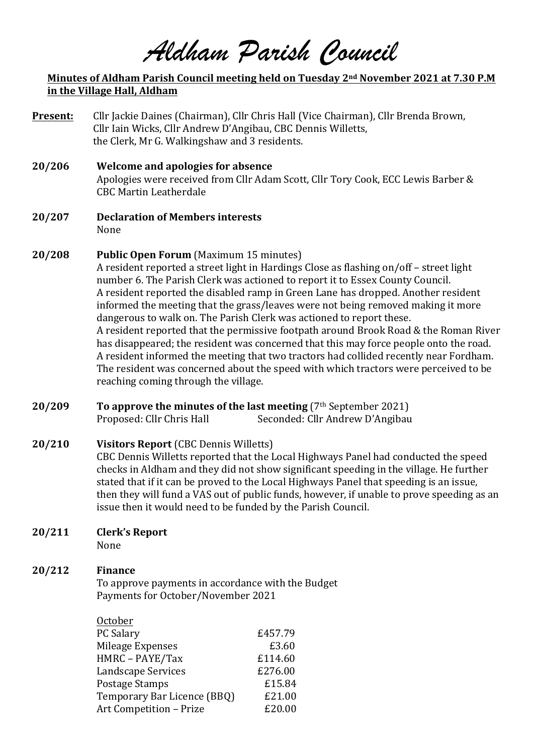# *Aldham Parish Council*

**Minutes of Aldham Parish Council meeting held on Tuesday 2nd November 2021 at 7.30 P.M in the Village Hall, Aldham**

**Present:** Cllr Jackie Daines (Chairman), Cllr Chris Hall (Vice Chairman), Cllr Brenda Brown, Cllr Iain Wicks, Cllr Andrew D'Angibau, CBC Dennis Willetts, the Clerk, Mr G. Walkingshaw and 3 residents.

**20/206 Welcome and apologies for absence**

Apologies were received from Cllr Adam Scott, Cllr Tory Cook, ECC Lewis Barber & CBC Martin Leatherdale

**20/207 Declaration of Members interests**

None

**20/208 Public Open Forum** (Maximum 15 minutes)

A resident reported a street light in Hardings Close as flashing on/off – street light number 6. The Parish Clerk was actioned to report it to Essex County Council.
A resident reported the disabled ramp in Green Lane has dropped. Another resident informed the meeting that the grass/leaves were not being removed making it more dangerous to walk on. The Parish Clerk was actioned to report these.
A resident reported that the permissive footpath around Brook Road & the Roman River has disappeared; the resident was concerned that this may force people onto the road.
A resident informed the meeting that two tractors had collided recently near Fordham. The resident was concerned about the speed with which tractors were perceived to be reaching coming through the village.

**20/209 To approve the minutes of the last meeting** (7th September 2021)

Proposed: Cllr Chris Hall Seconded: Cllr Andrew D'Angibau

**20/210 Visitors Report** (CBC Dennis Willetts)

CBC Dennis Willetts reported that the Local Highways Panel had conducted the speed checks in Aldham and they did not show significant speeding in the village. He further stated that if it can be proved to the Local Highways Panel that speeding is an issue, then they will fund a VAS out of public funds, however, if unable to prove speeding as an issue then it would need to be funded by the Parish Council.

**20/211 Clerk's Report**

None

**20/212 Finance**

To approve payments in accordance with the Budget
Payments for October/November 2021

<u>October</u>

| | |
|---|---|
| PC Salary | £457.79 |
| Mileage Expenses | £3.60 |
| HMRC – PAYE/Tax | £114.60 |
| Landscape Services | £276.00 |
| Postage Stamps | £15.84 |
| Temporary Bar Licence (BBQ) | £21.00 |
| Art Competition – Prize | £20.00 |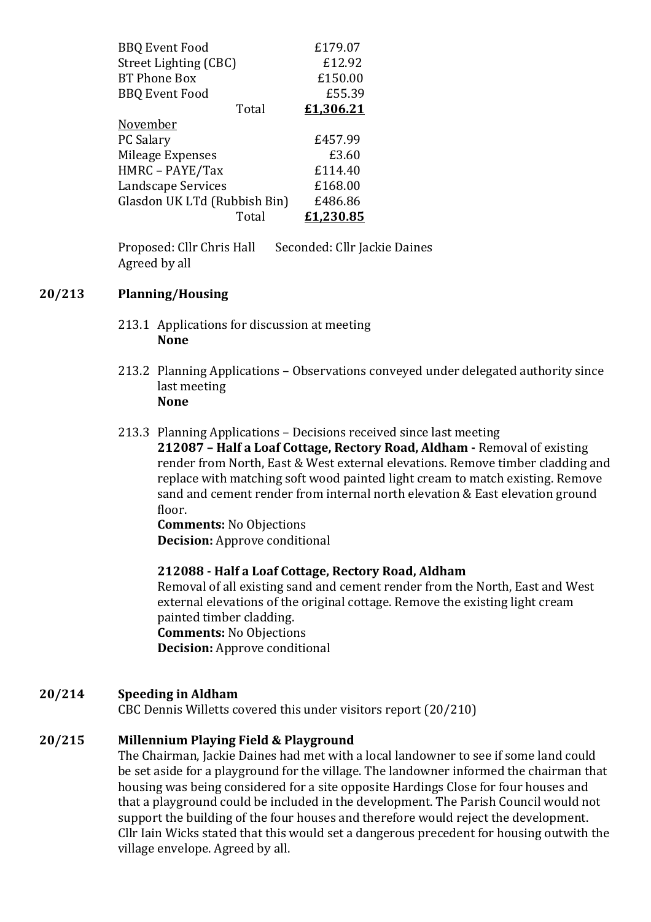| | |
|---|---|
| BBQ Event Food | £179.07 |
| Street Lighting (CBC) | £12.92 |
| BT Phone Box | £150.00 |
| BBQ Event Food | £55.39 |
| Total | **£1,306.21** |
| November | |
| PC Salary | £457.99 |
| Mileage Expenses | £3.60 |
| HMRC – PAYE/Tax | £114.40 |
| Landscape Services | £168.00 |
| Glasdon UK LTd (Rubbish Bin) | £486.86 |
| Total | **£1,230.85** |

Proposed: Cllr Chris Hall Seconded: Cllr Jackie Daines
Agreed by all

## 20/213 Planning/Housing

213.1 Applications for discussion at meeting
**None**

213.2 Planning Applications – Observations conveyed under delegated authority since last meeting
**None**

213.3 Planning Applications – Decisions received since last meeting

**212087 – Half a Loaf Cottage, Rectory Road, Aldham -** Removal of existing render from North, East & West external elevations. Remove timber cladding and replace with matching soft wood painted light cream to match existing. Remove sand and cement render from internal north elevation & East elevation ground floor.
**Comments:** No Objections
**Decision:** Approve conditional

**212088 - Half a Loaf Cottage, Rectory Road, Aldham**
Removal of all existing sand and cement render from the North, East and West external elevations of the original cottage. Remove the existing light cream painted timber cladding.
**Comments:** No Objections
**Decision:** Approve conditional

## 20/214 Speeding in Aldham

CBC Dennis Willetts covered this under visitors report (20/210)

## 20/215 Millennium Playing Field & Playground

The Chairman, Jackie Daines had met with a local landowner to see if some land could be set aside for a playground for the village. The landowner informed the chairman that housing was being considered for a site opposite Hardings Close for four houses and that a playground could be included in the development. The Parish Council would not support the building of the four houses and therefore would reject the development. Cllr Iain Wicks stated that this would set a dangerous precedent for housing outwith the village envelope. Agreed by all.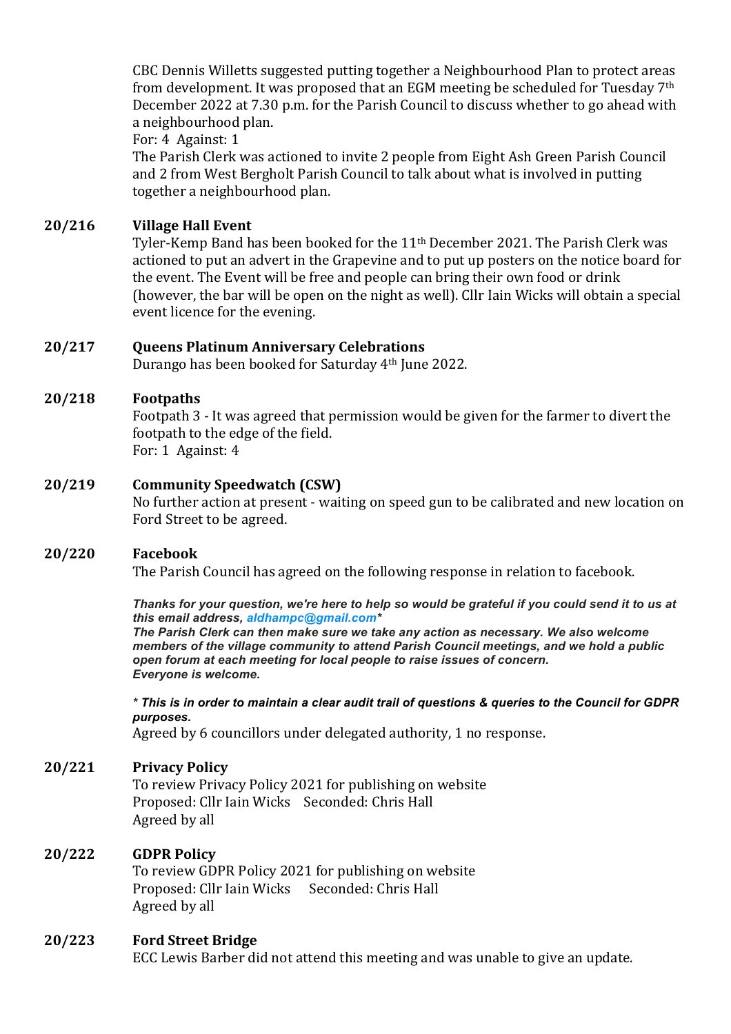CBC Dennis Willetts suggested putting together a Neighbourhood Plan to protect areas from development. It was proposed that an EGM meeting be scheduled for Tuesday 7th December 2022 at 7.30 p.m. for the Parish Council to discuss whether to go ahead with a neighbourhood plan.
For: 4 Against: 1
The Parish Clerk was actioned to invite 2 people from Eight Ash Green Parish Council and 2 from West Bergholt Parish Council to talk about what is involved in putting together a neighbourhood plan.

**20/216 Village Hall Event**

Tyler-Kemp Band has been booked for the 11th December 2021. The Parish Clerk was actioned to put an advert in the Grapevine and to put up posters on the notice board for the event. The Event will be free and people can bring their own food or drink (however, the bar will be open on the night as well). Cllr Iain Wicks will obtain a special event licence for the evening.

**20/217 Queens Platinum Anniversary Celebrations**

Durango has been booked for Saturday 4th June 2022.

**20/218 Footpaths**

Footpath 3 - It was agreed that permission would be given for the farmer to divert the footpath to the edge of the field.
For: 1 Against: 4

**20/219 Community Speedwatch (CSW)**

No further action at present - waiting on speed gun to be calibrated and new location on Ford Street to be agreed.

**20/220 Facebook**

The Parish Council has agreed on the following response in relation to facebook.

***Thanks for your question, we're here to help so would be grateful if you could send it to us at this email address, aldhampc@gmail.com****
***The Parish Clerk can then make sure we take any action as necessary. We also welcome members of the village community to attend Parish Council meetings, and we hold a public open forum at each meeting for local people to raise issues of concern.***
***Everyone is welcome.***

*** This is in order to maintain a clear audit trail of questions & queries to the Council for GDPR purposes.***
Agreed by 6 councillors under delegated authority, 1 no response.

**20/221 Privacy Policy**

To review Privacy Policy 2021 for publishing on website
Proposed: Cllr Iain Wicks Seconded: Chris Hall
Agreed by all

**20/222 GDPR Policy**

To review GDPR Policy 2021 for publishing on website
Proposed: Cllr Iain Wicks Seconded: Chris Hall
Agreed by all

**20/223 Ford Street Bridge**

ECC Lewis Barber did not attend this meeting and was unable to give an update.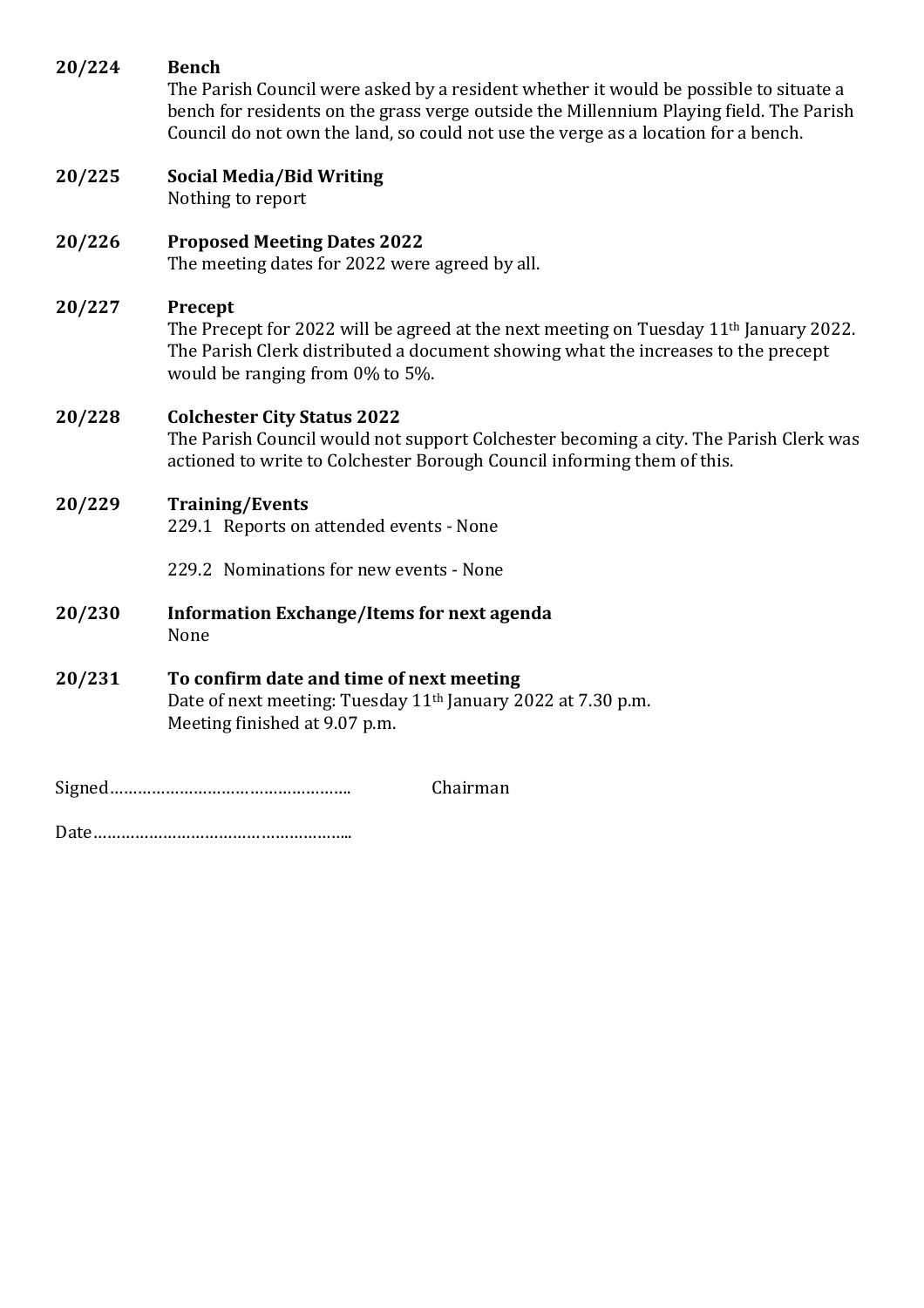**20/224 Bench**

The Parish Council were asked by a resident whether it would be possible to situate a bench for residents on the grass verge outside the Millennium Playing field. The Parish Council do not own the land, so could not use the verge as a location for a bench.

**20/225 Social Media/Bid Writing**

Nothing to report

**20/226 Proposed Meeting Dates 2022**

The meeting dates for 2022 were agreed by all.

**20/227 Precept**

The Precept for 2022 will be agreed at the next meeting on Tuesday 11th January 2022. The Parish Clerk distributed a document showing what the increases to the precept would be ranging from 0% to 5%.

**20/228 Colchester City Status 2022**

The Parish Council would not support Colchester becoming a city. The Parish Clerk was actioned to write to Colchester Borough Council informing them of this.

**20/229 Training/Events**

229.1 Reports on attended events - None

229.2 Nominations for new events - None

**20/230 Information Exchange/Items for next agenda**

None

**20/231 To confirm date and time of next meeting**

Date of next meeting: Tuesday 11th January 2022 at 7.30 p.m.
Meeting finished at 9.07 p.m.

Signed…………………………………………. Chairman

Date……………………………………………..